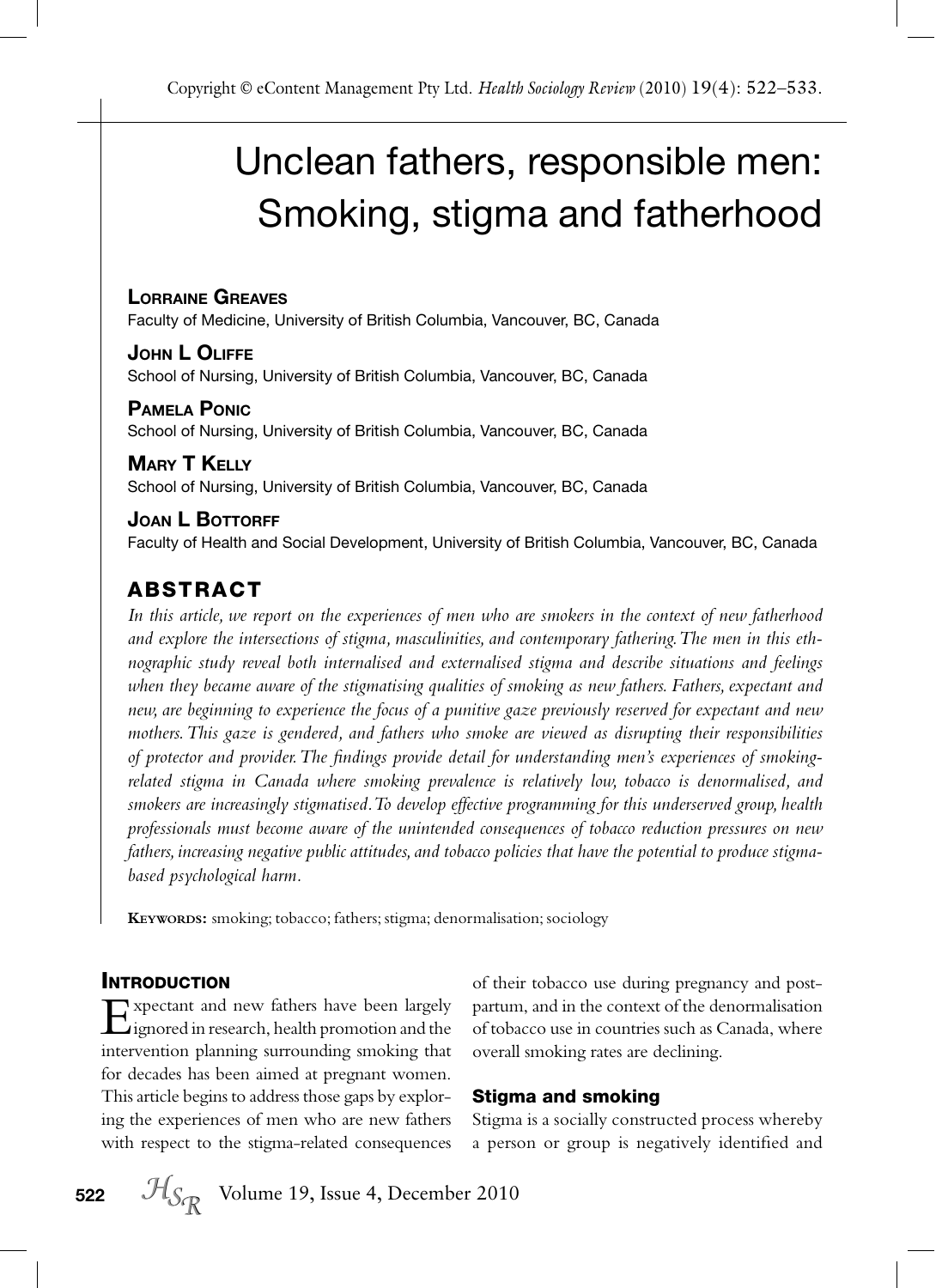# Unclean fathers, responsible men: Smoking, stigma and fatherhood

**LORRAINE GREAVES**
Faculty of Medicine, University of British Columbia, Vancouver, BC, Canada

**JOHN L OLIFFE**
School of Nursing, University of British Columbia, Vancouver, BC, Canada

**PAMELA PONIC**
School of Nursing, University of British Columbia, Vancouver, BC, Canada

**MARY T KELLY**
School of Nursing, University of British Columbia, Vancouver, BC, Canada

**JOAN L BOTTORFF**
Faculty of Health and Social Development, University of British Columbia, Vancouver, BC, Canada

## ABSTRACT

*In this article, we report on the experiences of men who are smokers in the context of new fatherhood and explore the intersections of stigma, masculinities, and contemporary fathering. The men in this ethnographic study reveal both internalised and externalised stigma and describe situations and feelings when they became aware of the stigmatising qualities of smoking as new fathers. Fathers, expectant and new, are beginning to experience the focus of a punitive gaze previously reserved for expectant and new mothers. This gaze is gendered, and fathers who smoke are viewed as disrupting their responsibilities of protector and provider. The findings provide detail for understanding men's experiences of smoking-related stigma in Canada where smoking prevalence is relatively low, tobacco is denormalised, and smokers are increasingly stigmatised. To develop effective programming for this underserved group, health professionals must become aware of the unintended consequences of tobacco reduction pressures on new fathers, increasing negative public attitudes, and tobacco policies that have the potential to produce stigma-based psychological harm.*

**KEYWORDS:** smoking; tobacco; fathers; stigma; denormalisation; sociology

## INTRODUCTION

Expectant and new fathers have been largely ignored in research, health promotion and the intervention planning surrounding smoking that for decades has been aimed at pregnant women. This article begins to address those gaps by exploring the experiences of men who are new fathers with respect to the stigma-related consequences of their tobacco use during pregnancy and postpartum, and in the context of the denormalisation of tobacco use in countries such as Canada, where overall smoking rates are declining.

### Stigma and smoking

Stigma is a socially constructed process whereby a person or group is negatively identified and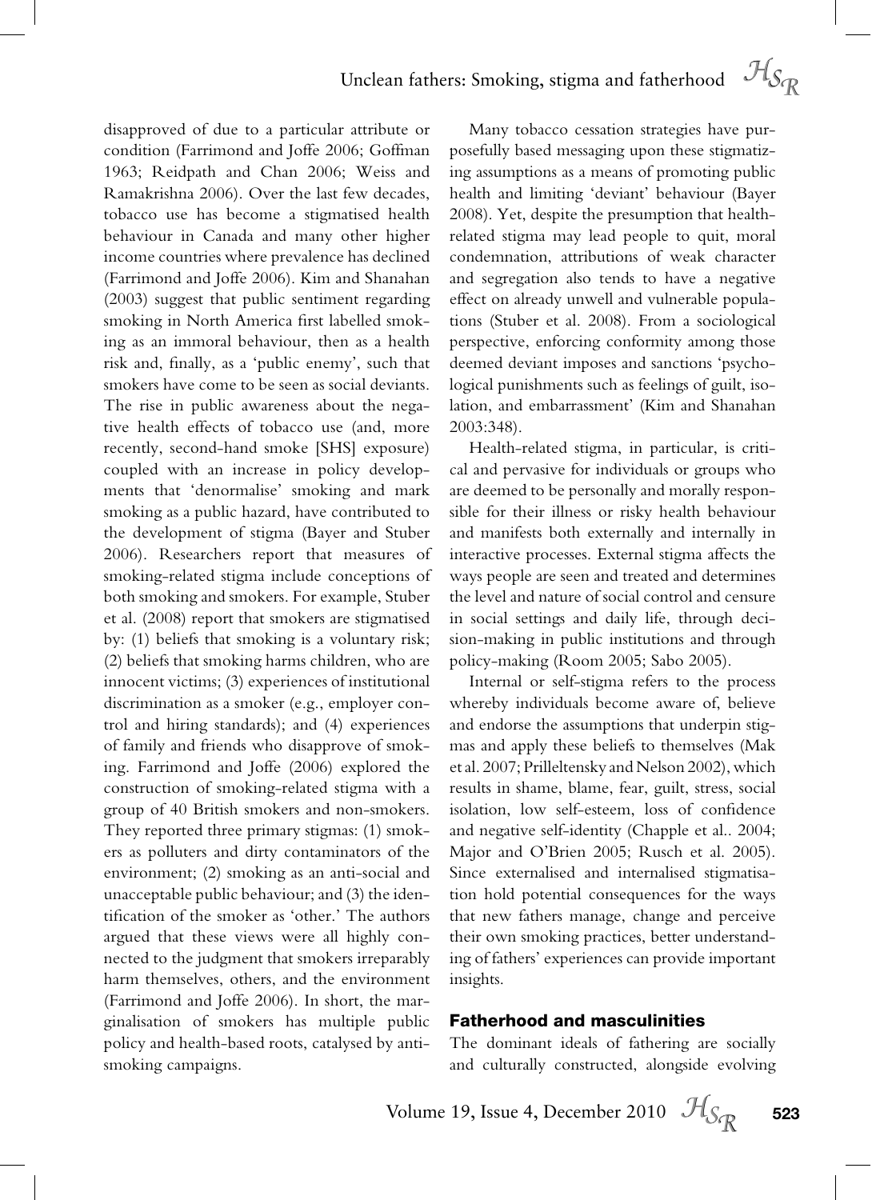disapproved of due to a particular attribute or condition (Farrimond and Joffe 2006; Goffman 1963; Reidpath and Chan 2006; Weiss and Ramakrishna 2006). Over the last few decades, tobacco use has become a stigmatised health behaviour in Canada and many other higher income countries where prevalence has declined (Farrimond and Joffe 2006). Kim and Shanahan (2003) suggest that public sentiment regarding smoking in North America first labelled smoking as an immoral behaviour, then as a health risk and, finally, as a 'public enemy', such that smokers have come to be seen as social deviants. The rise in public awareness about the negative health effects of tobacco use (and, more recently, second-hand smoke [SHS] exposure) coupled with an increase in policy developments that 'denormalise' smoking and mark smoking as a public hazard, have contributed to the development of stigma (Bayer and Stuber 2006). Researchers report that measures of smoking-related stigma include conceptions of both smoking and smokers. For example, Stuber et al. (2008) report that smokers are stigmatised by: (1) beliefs that smoking is a voluntary risk; (2) beliefs that smoking harms children, who are innocent victims; (3) experiences of institutional discrimination as a smoker (e.g., employer control and hiring standards); and (4) experiences of family and friends who disapprove of smoking. Farrimond and Joffe (2006) explored the construction of smoking-related stigma with a group of 40 British smokers and non-smokers. They reported three primary stigmas: (1) smokers as polluters and dirty contaminators of the environment; (2) smoking as an anti-social and unacceptable public behaviour; and (3) the identification of the smoker as 'other.' The authors argued that these views were all highly connected to the judgment that smokers irreparably harm themselves, others, and the environment (Farrimond and Joffe 2006). In short, the marginalisation of smokers has multiple public policy and health-based roots, catalysed by anti-smoking campaigns.

Many tobacco cessation strategies have purposefully based messaging upon these stigmatizing assumptions as a means of promoting public health and limiting 'deviant' behaviour (Bayer 2008). Yet, despite the presumption that health-related stigma may lead people to quit, moral condemnation, attributions of weak character and segregation also tends to have a negative effect on already unwell and vulnerable populations (Stuber et al. 2008). From a sociological perspective, enforcing conformity among those deemed deviant imposes and sanctions 'psychological punishments such as feelings of guilt, isolation, and embarrassment' (Kim and Shanahan 2003:348).

Health-related stigma, in particular, is critical and pervasive for individuals or groups who are deemed to be personally and morally responsible for their illness or risky health behaviour and manifests both externally and internally in interactive processes. External stigma affects the ways people are seen and treated and determines the level and nature of social control and censure in social settings and daily life, through decision-making in public institutions and through policy-making (Room 2005; Sabo 2005).

Internal or self-stigma refers to the process whereby individuals become aware of, believe and endorse the assumptions that underpin stigmas and apply these beliefs to themselves (Mak et al. 2007; Prilleltensky and Nelson 2002), which results in shame, blame, fear, guilt, stress, social isolation, low self-esteem, loss of confidence and negative self-identity (Chapple et al.. 2004; Major and O'Brien 2005; Rusch et al. 2005). Since externalised and internalised stigmatisation hold potential consequences for the ways that new fathers manage, change and perceive their own smoking practices, better understanding of fathers' experiences can provide important insights.

## Fatherhood and masculinities

The dominant ideals of fathering are socially and culturally constructed, alongside evolving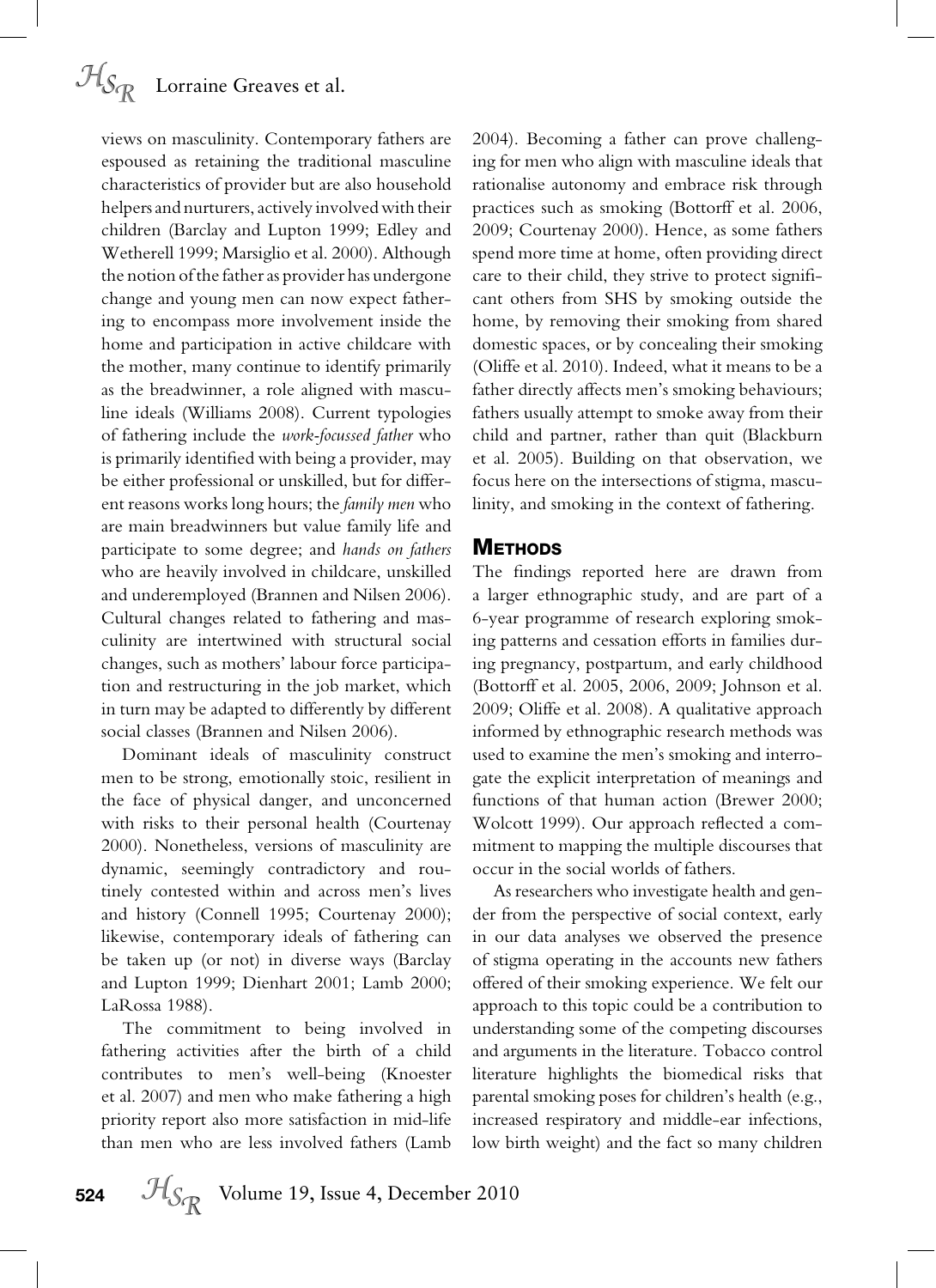views on masculinity. Contemporary fathers are espoused as retaining the traditional masculine characteristics of provider but are also household helpers and nurturers, actively involved with their children (Barclay and Lupton 1999; Edley and Wetherell 1999; Marsiglio et al. 2000). Although the notion of the father as provider has undergone change and young men can now expect fathering to encompass more involvement inside the home and participation in active childcare with the mother, many continue to identify primarily as the breadwinner, a role aligned with masculine ideals (Williams 2008). Current typologies of fathering include the *work-focussed father* who is primarily identified with being a provider, may be either professional or unskilled, but for different reasons works long hours; the *family men* who are main breadwinners but value family life and participate to some degree; and *hands on fathers* who are heavily involved in childcare, unskilled and underemployed (Brannen and Nilsen 2006). Cultural changes related to fathering and masculinity are intertwined with structural social changes, such as mothers' labour force participation and restructuring in the job market, which in turn may be adapted to differently by different social classes (Brannen and Nilsen 2006).

Dominant ideals of masculinity construct men to be strong, emotionally stoic, resilient in the face of physical danger, and unconcerned with risks to their personal health (Courtenay 2000). Nonetheless, versions of masculinity are dynamic, seemingly contradictory and routinely contested within and across men's lives and history (Connell 1995; Courtenay 2000); likewise, contemporary ideals of fathering can be taken up (or not) in diverse ways (Barclay and Lupton 1999; Dienhart 2001; Lamb 2000; LaRossa 1988).

The commitment to being involved in fathering activities after the birth of a child contributes to men's well-being (Knoester et al. 2007) and men who make fathering a high priority report also more satisfaction in mid-life than men who are less involved fathers (Lamb 2004). Becoming a father can prove challenging for men who align with masculine ideals that rationalise autonomy and embrace risk through practices such as smoking (Bottorff et al. 2006, 2009; Courtenay 2000). Hence, as some fathers spend more time at home, often providing direct care to their child, they strive to protect significant others from SHS by smoking outside the home, by removing their smoking from shared domestic spaces, or by concealing their smoking (Oliffe et al. 2010). Indeed, what it means to be a father directly affects men's smoking behaviours; fathers usually attempt to smoke away from their child and partner, rather than quit (Blackburn et al. 2005). Building on that observation, we focus here on the intersections of stigma, masculinity, and smoking in the context of fathering.

## Methods

The findings reported here are drawn from a larger ethnographic study, and are part of a 6-year programme of research exploring smoking patterns and cessation efforts in families during pregnancy, postpartum, and early childhood (Bottorff et al. 2005, 2006, 2009; Johnson et al. 2009; Oliffe et al. 2008). A qualitative approach informed by ethnographic research methods was used to examine the men's smoking and interrogate the explicit interpretation of meanings and functions of that human action (Brewer 2000; Wolcott 1999). Our approach reflected a commitment to mapping the multiple discourses that occur in the social worlds of fathers.

As researchers who investigate health and gender from the perspective of social context, early in our data analyses we observed the presence of stigma operating in the accounts new fathers offered of their smoking experience. We felt our approach to this topic could be a contribution to understanding some of the competing discourses and arguments in the literature. Tobacco control literature highlights the biomedical risks that parental smoking poses for children's health (e.g., increased respiratory and middle-ear infections, low birth weight) and the fact so many children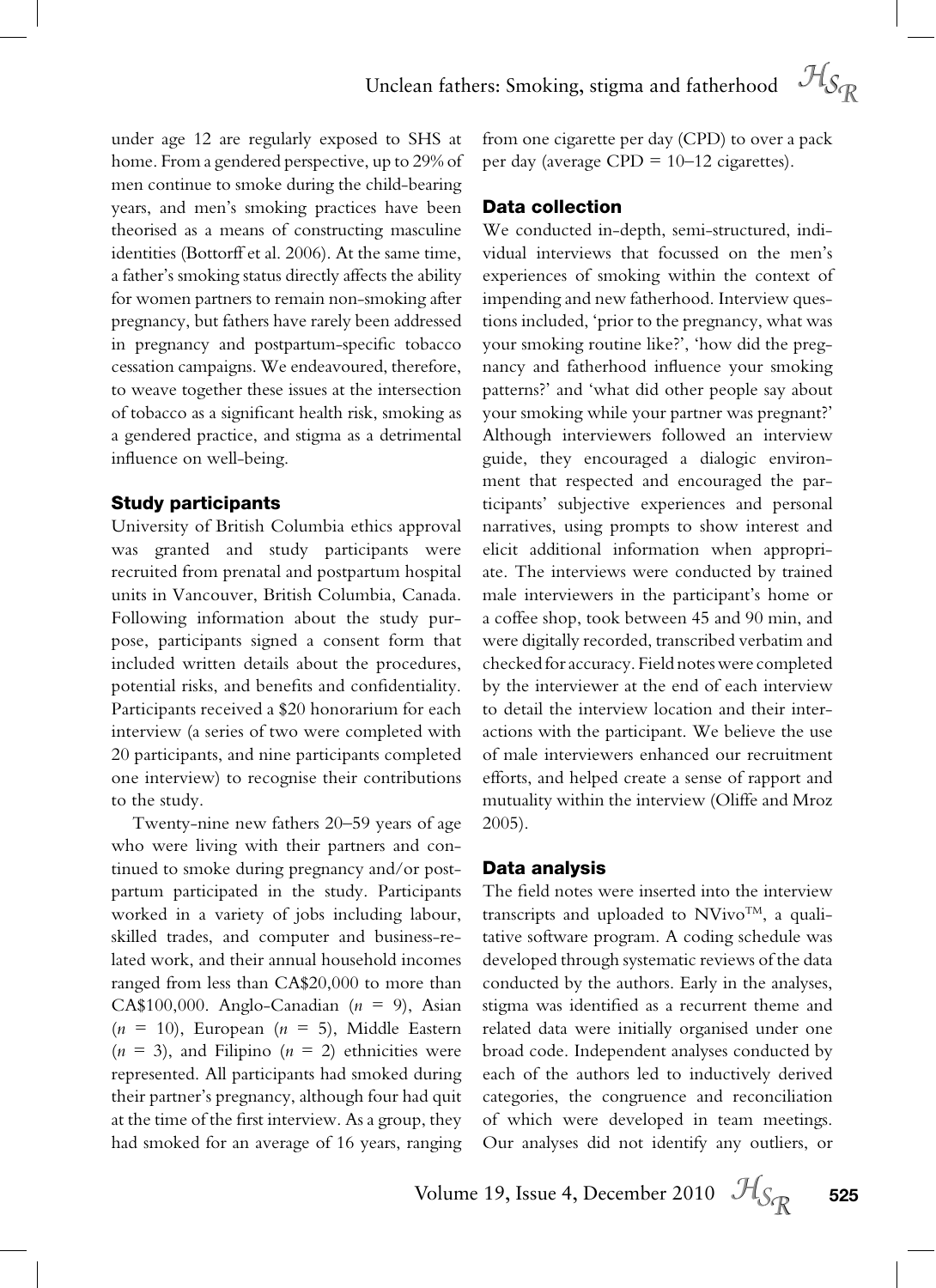under age 12 are regularly exposed to SHS at home. From a gendered perspective, up to 29% of men continue to smoke during the child-bearing years, and men's smoking practices have been theorised as a means of constructing masculine identities (Bottorff et al. 2006). At the same time, a father's smoking status directly affects the ability for women partners to remain non-smoking after pregnancy, but fathers have rarely been addressed in pregnancy and postpartum-specific tobacco cessation campaigns. We endeavoured, therefore, to weave together these issues at the intersection of tobacco as a significant health risk, smoking as a gendered practice, and stigma as a detrimental influence on well-being.

### Study participants

University of British Columbia ethics approval was granted and study participants were recruited from prenatal and postpartum hospital units in Vancouver, British Columbia, Canada. Following information about the study purpose, participants signed a consent form that included written details about the procedures, potential risks, and benefits and confidentiality. Participants received a $20 honorarium for each interview (a series of two were completed with 20 participants, and nine participants completed one interview) to recognise their contributions to the study.

Twenty-nine new fathers 20–59 years of age who were living with their partners and continued to smoke during pregnancy and/or postpartum participated in the study. Participants worked in a variety of jobs including labour, skilled trades, and computer and business-related work, and their annual household incomes ranged from less than CA$20,000 to more than CA$100,000. Anglo-Canadian ($n$ = 9), Asian ($n$ = 10), European ($n$ = 5), Middle Eastern ($n$ = 3), and Filipino ($n$ = 2) ethnicities were represented. All participants had smoked during their partner's pregnancy, although four had quit at the time of the first interview. As a group, they had smoked for an average of 16 years, ranging from one cigarette per day (CPD) to over a pack per day (average CPD = 10–12 cigarettes).

### Data collection

We conducted in-depth, semi-structured, individual interviews that focussed on the men's experiences of smoking within the context of impending and new fatherhood. Interview questions included, 'prior to the pregnancy, what was your smoking routine like?', 'how did the pregnancy and fatherhood influence your smoking patterns?' and 'what did other people say about your smoking while your partner was pregnant?' Although interviewers followed an interview guide, they encouraged a dialogic environment that respected and encouraged the participants' subjective experiences and personal narratives, using prompts to show interest and elicit additional information when appropriate. The interviews were conducted by trained male interviewers in the participant's home or a coffee shop, took between 45 and 90 min, and were digitally recorded, transcribed verbatim and checked for accuracy. Field notes were completed by the interviewer at the end of each interview to detail the interview location and their interactions with the participant. We believe the use of male interviewers enhanced our recruitment efforts, and helped create a sense of rapport and mutuality within the interview (Oliffe and Mroz 2005).

### Data analysis

The field notes were inserted into the interview transcripts and uploaded to NVivo™, a qualitative software program. A coding schedule was developed through systematic reviews of the data conducted by the authors. Early in the analyses, stigma was identified as a recurrent theme and related data were initially organised under one broad code. Independent analyses conducted by each of the authors led to inductively derived categories, the congruence and reconciliation of which were developed in team meetings. Our analyses did not identify any outliers, or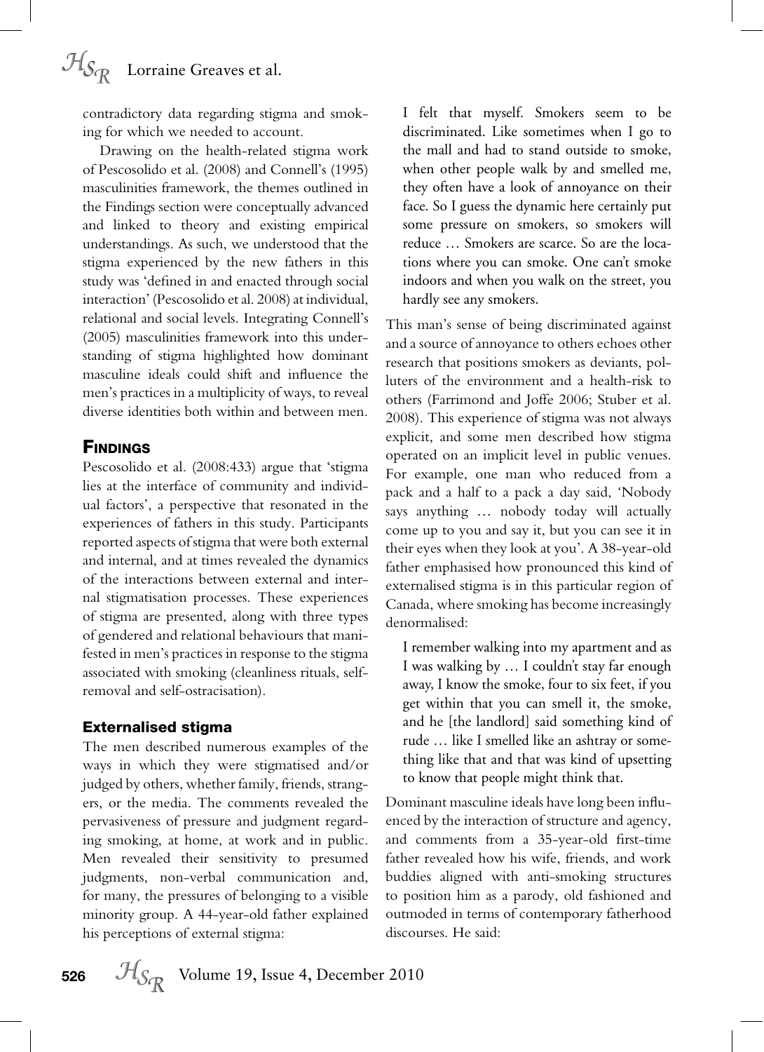contradictory data regarding stigma and smoking for which we needed to account.

Drawing on the health-related stigma work of Pescosolido et al. (2008) and Connell's (1995) masculinities framework, the themes outlined in the Findings section were conceptually advanced and linked to theory and existing empirical understandings. As such, we understood that the stigma experienced by the new fathers in this study was 'defined in and enacted through social interaction' (Pescosolido et al. 2008) at individual, relational and social levels. Integrating Connell's (2005) masculinities framework into this understanding of stigma highlighted how dominant masculine ideals could shift and influence the men's practices in a multiplicity of ways, to reveal diverse identities both within and between men.

## Findings

Pescosolido et al. (2008:433) argue that 'stigma lies at the interface of community and individual factors', a perspective that resonated in the experiences of fathers in this study. Participants reported aspects of stigma that were both external and internal, and at times revealed the dynamics of the interactions between external and internal stigmatisation processes. These experiences of stigma are presented, along with three types of gendered and relational behaviours that manifested in men's practices in response to the stigma associated with smoking (cleanliness rituals, self-removal and self-ostracisation).

### Externalised stigma

The men described numerous examples of the ways in which they were stigmatised and/or judged by others, whether family, friends, strangers, or the media. The comments revealed the pervasiveness of pressure and judgment regarding smoking, at home, at work and in public. Men revealed their sensitivity to presumed judgments, non-verbal communication and, for many, the pressures of belonging to a visible minority group. A 44-year-old father explained his perceptions of external stigma:

> I felt that myself. Smokers seem to be discriminated. Like sometimes when I go to the mall and had to stand outside to smoke, when other people walk by and smelled me, they often have a look of annoyance on their face. So I guess the dynamic here certainly put some pressure on smokers, so smokers will reduce … Smokers are scarce. So are the locations where you can smoke. One can't smoke indoors and when you walk on the street, you hardly see any smokers.

This man's sense of being discriminated against and a source of annoyance to others echoes other research that positions smokers as deviants, polluters of the environment and a health-risk to others (Farrimond and Joffe 2006; Stuber et al. 2008). This experience of stigma was not always explicit, and some men described how stigma operated on an implicit level in public venues. For example, one man who reduced from a pack and a half to a pack a day said, 'Nobody says anything … nobody today will actually come up to you and say it, but you can see it in their eyes when they look at you'. A 38-year-old father emphasised how pronounced this kind of externalised stigma is in this particular region of Canada, where smoking has become increasingly denormalised:

> I remember walking into my apartment and as I was walking by … I couldn't stay far enough away, I know the smoke, four to six feet, if you get within that you can smell it, the smoke, and he [the landlord] said something kind of rude … like I smelled like an ashtray or something like that and that was kind of upsetting to know that people might think that.

Dominant masculine ideals have long been influenced by the interaction of structure and agency, and comments from a 35-year-old first-time father revealed how his wife, friends, and work buddies aligned with anti-smoking structures to position him as a parody, old fashioned and outmoded in terms of contemporary fatherhood discourses. He said: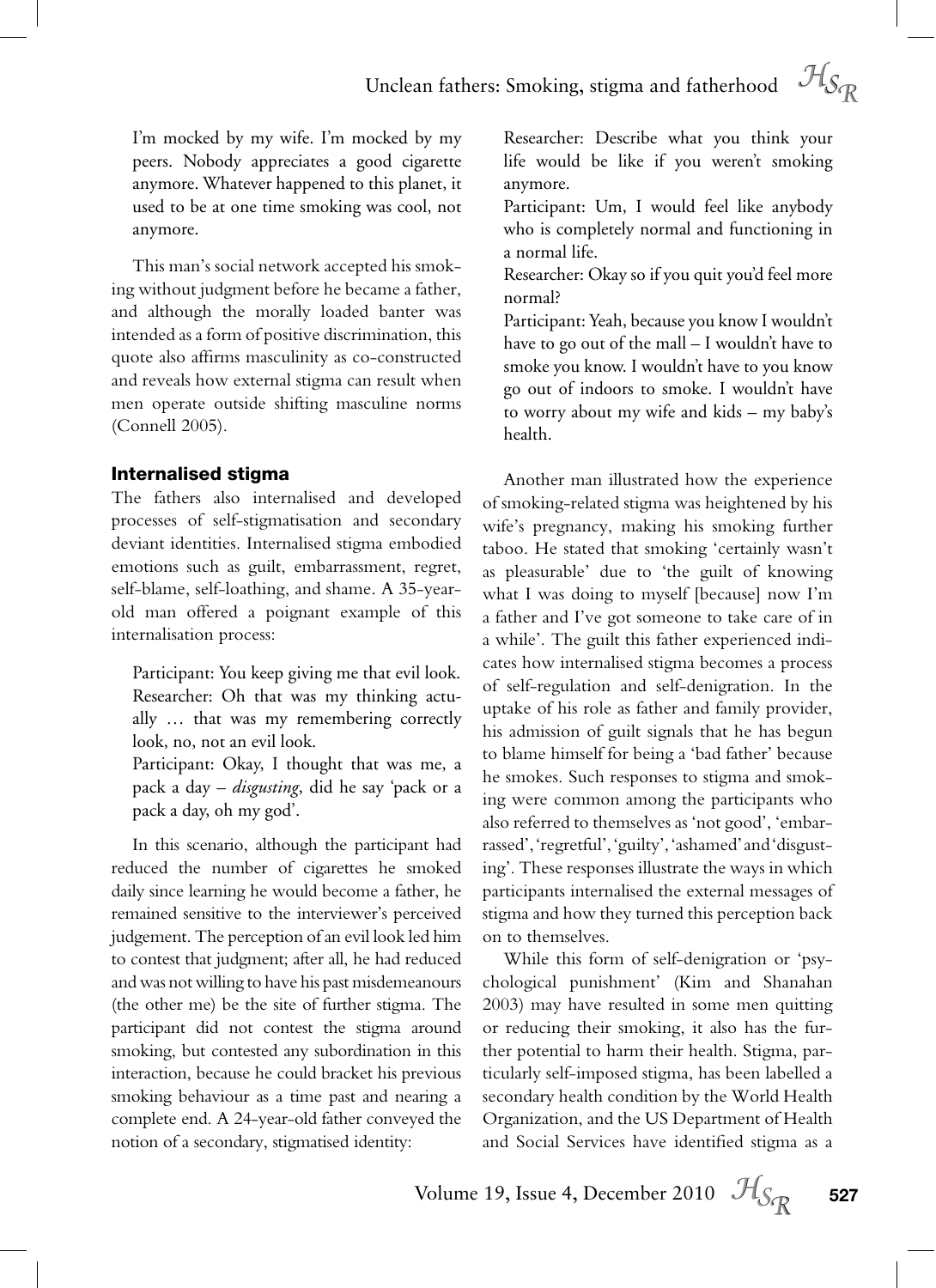> I'm mocked by my wife. I'm mocked by my peers. Nobody appreciates a good cigarette anymore. Whatever happened to this planet, it used to be at one time smoking was cool, not anymore.

This man's social network accepted his smoking without judgment before he became a father, and although the morally loaded banter was intended as a form of positive discrimination, this quote also affirms masculinity as co-constructed and reveals how external stigma can result when men operate outside shifting masculine norms (Connell 2005).

## Internalised stigma

The fathers also internalised and developed processes of self-stigmatisation and secondary deviant identities. Internalised stigma embodied emotions such as guilt, embarrassment, regret, self-blame, self-loathing, and shame. A 35-year-old man offered a poignant example of this internalisation process:

> Participant: You keep giving me that evil look.
> Researcher: Oh that was my thinking actually … that was my remembering correctly look, no, not an evil look.
> Participant: Okay, I thought that was me, a pack a day – *disgusting*, did he say 'pack or a pack a day, oh my god'.

In this scenario, although the participant had reduced the number of cigarettes he smoked daily since learning he would become a father, he remained sensitive to the interviewer's perceived judgement. The perception of an evil look led him to contest that judgment; after all, he had reduced and was not willing to have his past misdemeanours (the other me) be the site of further stigma. The participant did not contest the stigma around smoking, but contested any subordination in this interaction, because he could bracket his previous smoking behaviour as a time past and nearing a complete end. A 24-year-old father conveyed the notion of a secondary, stigmatised identity:

> Researcher: Describe what you think your life would be like if you weren't smoking anymore.
> Participant: Um, I would feel like anybody who is completely normal and functioning in a normal life.
> Researcher: Okay so if you quit you'd feel more normal?
> Participant: Yeah, because you know I wouldn't have to go out of the mall – I wouldn't have to smoke you know. I wouldn't have to you know go out of indoors to smoke. I wouldn't have to worry about my wife and kids – my baby's health.

Another man illustrated how the experience of smoking-related stigma was heightened by his wife's pregnancy, making his smoking further taboo. He stated that smoking 'certainly wasn't as pleasurable' due to 'the guilt of knowing what I was doing to myself [because] now I'm a father and I've got someone to take care of in a while'. The guilt this father experienced indicates how internalised stigma becomes a process of self-regulation and self-denigration. In the uptake of his role as father and family provider, his admission of guilt signals that he has begun to blame himself for being a 'bad father' because he smokes. Such responses to stigma and smoking were common among the participants who also referred to themselves as 'not good', 'embarrassed', 'regretful', 'guilty', 'ashamed' and 'disgusting'. These responses illustrate the ways in which participants internalised the external messages of stigma and how they turned this perception back on to themselves.

While this form of self-denigration or 'psychological punishment' (Kim and Shanahan 2003) may have resulted in some men quitting or reducing their smoking, it also has the further potential to harm their health. Stigma, particularly self-imposed stigma, has been labelled a secondary health condition by the World Health Organization, and the US Department of Health and Social Services have identified stigma as a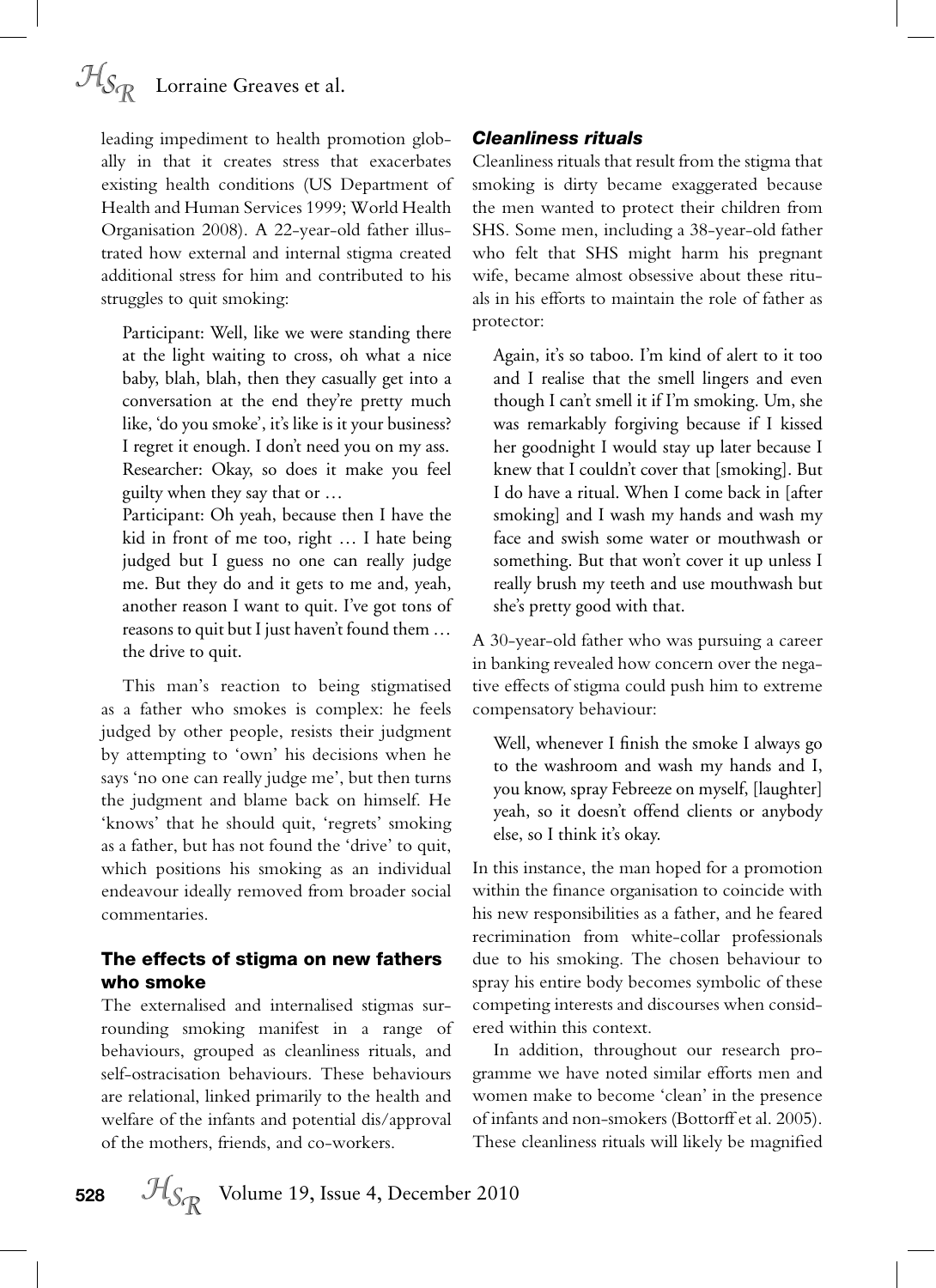leading impediment to health promotion globally in that it creates stress that exacerbates existing health conditions (US Department of Health and Human Services 1999; World Health Organisation 2008). A 22-year-old father illustrated how external and internal stigma created additional stress for him and contributed to his struggles to quit smoking:

> Participant: Well, like we were standing there at the light waiting to cross, oh what a nice baby, blah, blah, then they casually get into a conversation at the end they're pretty much like, 'do you smoke', it's like is it your business? I regret it enough. I don't need you on my ass.
> Researcher: Okay, so does it make you feel guilty when they say that or …
> Participant: Oh yeah, because then I have the kid in front of me too, right … I hate being judged but I guess no one can really judge me. But they do and it gets to me and, yeah, another reason I want to quit. I've got tons of reasons to quit but I just haven't found them … the drive to quit.

This man's reaction to being stigmatised as a father who smokes is complex: he feels judged by other people, resists their judgment by attempting to 'own' his decisions when he says 'no one can really judge me', but then turns the judgment and blame back on himself. He 'knows' that he should quit, 'regrets' smoking as a father, but has not found the 'drive' to quit, which positions his smoking as an individual endeavour ideally removed from broader social commentaries.

## The effects of stigma on new fathers who smoke

The externalised and internalised stigmas surrounding smoking manifest in a range of behaviours, grouped as cleanliness rituals, and self-ostracisation behaviours. These behaviours are relational, linked primarily to the health and welfare of the infants and potential dis/approval of the mothers, friends, and co-workers.

### *Cleanliness rituals*

Cleanliness rituals that result from the stigma that smoking is dirty became exaggerated because the men wanted to protect their children from SHS. Some men, including a 38-year-old father who felt that SHS might harm his pregnant wife, became almost obsessive about these rituals in his efforts to maintain the role of father as protector:

> Again, it's so taboo. I'm kind of alert to it too and I realise that the smell lingers and even though I can't smell it if I'm smoking. Um, she was remarkably forgiving because if I kissed her goodnight I would stay up later because I knew that I couldn't cover that [smoking]. But I do have a ritual. When I come back in [after smoking] and I wash my hands and wash my face and swish some water or mouthwash or something. But that won't cover it up unless I really brush my teeth and use mouthwash but she's pretty good with that.

A 30-year-old father who was pursuing a career in banking revealed how concern over the negative effects of stigma could push him to extreme compensatory behaviour:

> Well, whenever I finish the smoke I always go to the washroom and wash my hands and I, you know, spray Febreeze on myself, [laughter] yeah, so it doesn't offend clients or anybody else, so I think it's okay.

In this instance, the man hoped for a promotion within the finance organisation to coincide with his new responsibilities as a father, and he feared recrimination from white-collar professionals due to his smoking. The chosen behaviour to spray his entire body becomes symbolic of these competing interests and discourses when considered within this context.

In addition, throughout our research programme we have noted similar efforts men and women make to become 'clean' in the presence of infants and non-smokers (Bottorff et al. 2005). These cleanliness rituals will likely be magnified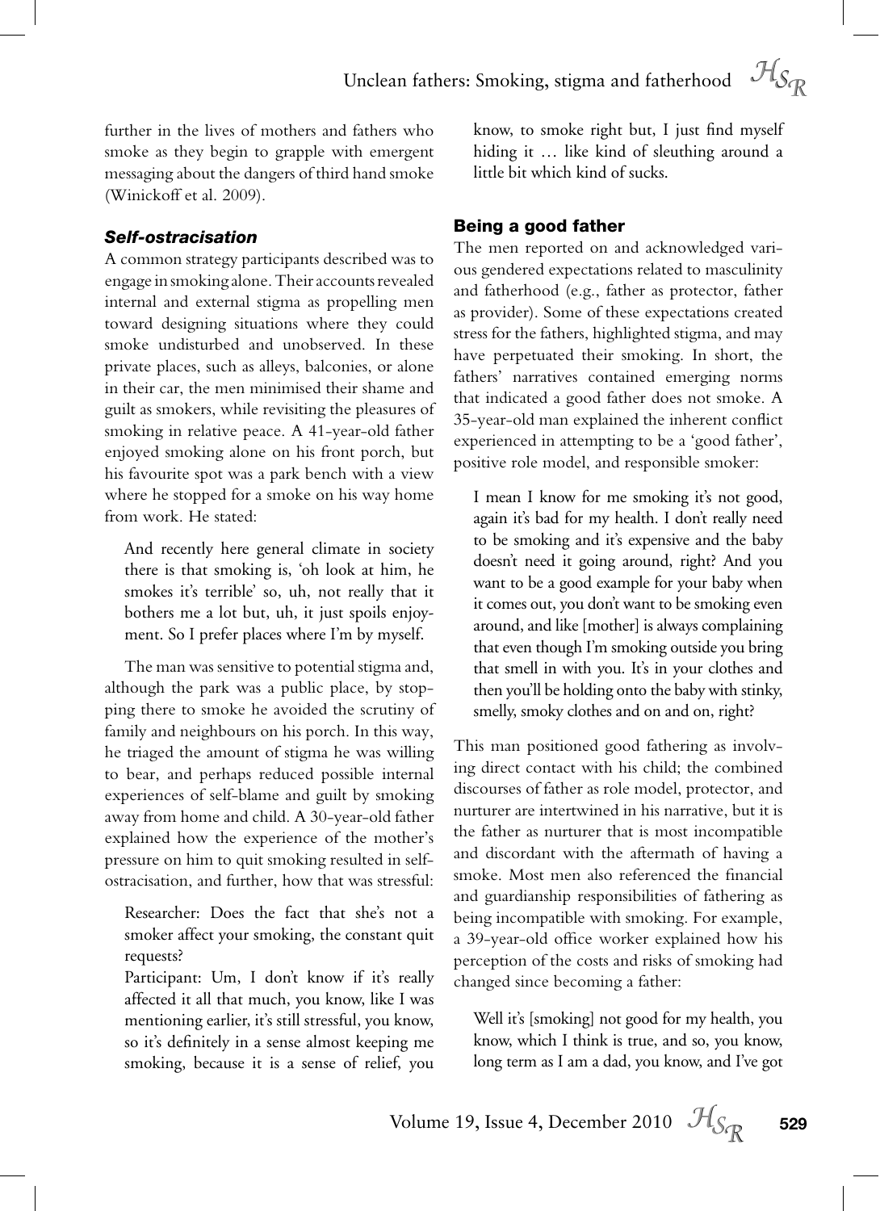further in the lives of mothers and fathers who smoke as they begin to grapple with emergent messaging about the dangers of third hand smoke (Winickoff et al. 2009).

### *Self-ostracisation*

A common strategy participants described was to engage in smoking alone. Their accounts revealed internal and external stigma as propelling men toward designing situations where they could smoke undisturbed and unobserved. In these private places, such as alleys, balconies, or alone in their car, the men minimised their shame and guilt as smokers, while revisiting the pleasures of smoking in relative peace. A 41-year-old father enjoyed smoking alone on his front porch, but his favourite spot was a park bench with a view where he stopped for a smoke on his way home from work. He stated:

> And recently here general climate in society there is that smoking is, 'oh look at him, he smokes it's terrible' so, uh, not really that it bothers me a lot but, uh, it just spoils enjoyment. So I prefer places where I'm by myself.

The man was sensitive to potential stigma and, although the park was a public place, by stopping there to smoke he avoided the scrutiny of family and neighbours on his porch. In this way, he triaged the amount of stigma he was willing to bear, and perhaps reduced possible internal experiences of self-blame and guilt by smoking away from home and child. A 30-year-old father explained how the experience of the mother's pressure on him to quit smoking resulted in self-ostracisation, and further, how that was stressful:

> Researcher: Does the fact that she's not a smoker affect your smoking, the constant quit requests?
>
> Participant: Um, I don't know if it's really affected it all that much, you know, like I was mentioning earlier, it's still stressful, you know, so it's definitely in a sense almost keeping me smoking, because it is a sense of relief, you know, to smoke right but, I just find myself hiding it … like kind of sleuthing around a little bit which kind of sucks.

### Being a good father

The men reported on and acknowledged various gendered expectations related to masculinity and fatherhood (e.g., father as protector, father as provider). Some of these expectations created stress for the fathers, highlighted stigma, and may have perpetuated their smoking. In short, the fathers' narratives contained emerging norms that indicated a good father does not smoke. A 35-year-old man explained the inherent conflict experienced in attempting to be a 'good father', positive role model, and responsible smoker:

> I mean I know for me smoking it's not good, again it's bad for my health. I don't really need to be smoking and it's expensive and the baby doesn't need it going around, right? And you want to be a good example for your baby when it comes out, you don't want to be smoking even around, and like [mother] is always complaining that even though I'm smoking outside you bring that smell in with you. It's in your clothes and then you'll be holding onto the baby with stinky, smelly, smoky clothes and on and on, right?

This man positioned good fathering as involving direct contact with his child; the combined discourses of father as role model, protector, and nurturer are intertwined in his narrative, but it is the father as nurturer that is most incompatible and discordant with the aftermath of having a smoke. Most men also referenced the financial and guardianship responsibilities of fathering as being incompatible with smoking. For example, a 39-year-old office worker explained how his perception of the costs and risks of smoking had changed since becoming a father:

> Well it's [smoking] not good for my health, you know, which I think is true, and so, you know, long term as I am a dad, you know, and I've got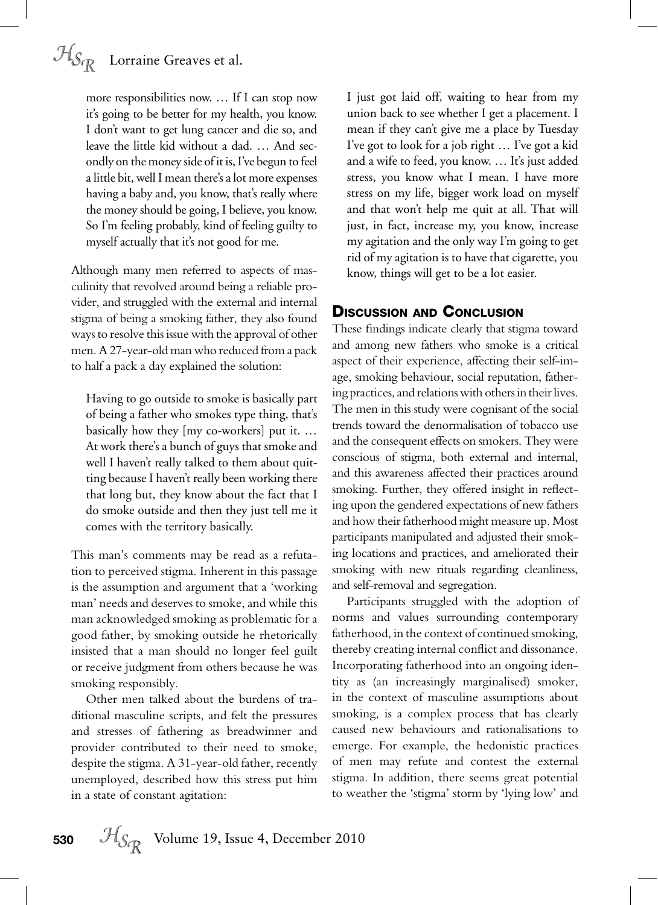more responsibilities now. … If I can stop now it's going to be better for my health, you know. I don't want to get lung cancer and die so, and leave the little kid without a dad. … And secondly on the money side of it is, I've begun to feel a little bit, well I mean there's a lot more expenses having a baby and, you know, that's really where the money should be going, I believe, you know. So I'm feeling probably, kind of feeling guilty to myself actually that it's not good for me.

Although many men referred to aspects of masculinity that revolved around being a reliable provider, and struggled with the external and internal stigma of being a smoking father, they also found ways to resolve this issue with the approval of other men. A 27-year-old man who reduced from a pack to half a pack a day explained the solution:

> Having to go outside to smoke is basically part of being a father who smokes type thing, that's basically how they [my co-workers] put it. … At work there's a bunch of guys that smoke and well I haven't really talked to them about quitting because I haven't really been working there that long but, they know about the fact that I do smoke outside and then they just tell me it comes with the territory basically.

This man's comments may be read as a refutation to perceived stigma. Inherent in this passage is the assumption and argument that a 'working man' needs and deserves to smoke, and while this man acknowledged smoking as problematic for a good father, by smoking outside he rhetorically insisted that a man should no longer feel guilt or receive judgment from others because he was smoking responsibly.

Other men talked about the burdens of traditional masculine scripts, and felt the pressures and stresses of fathering as breadwinner and provider contributed to their need to smoke, despite the stigma. A 31-year-old father, recently unemployed, described how this stress put him in a state of constant agitation:

> I just got laid off, waiting to hear from my union back to see whether I get a placement. I mean if they can't give me a place by Tuesday I've got to look for a job right … I've got a kid and a wife to feed, you know. … It's just added stress, you know what I mean. I have more stress on my life, bigger work load on myself and that won't help me quit at all. That will just, in fact, increase my, you know, increase my agitation and the only way I'm going to get rid of my agitation is to have that cigarette, you know, things will get to be a lot easier.

## Discussion and Conclusion

These findings indicate clearly that stigma toward and among new fathers who smoke is a critical aspect of their experience, affecting their self-image, smoking behaviour, social reputation, fathering practices, and relations with others in their lives. The men in this study were cognisant of the social trends toward the denormalisation of tobacco use and the consequent effects on smokers. They were conscious of stigma, both external and internal, and this awareness affected their practices around smoking. Further, they offered insight in reflecting upon the gendered expectations of new fathers and how their fatherhood might measure up. Most participants manipulated and adjusted their smoking locations and practices, and ameliorated their smoking with new rituals regarding cleanliness, and self-removal and segregation.

Participants struggled with the adoption of norms and values surrounding contemporary fatherhood, in the context of continued smoking, thereby creating internal conflict and dissonance. Incorporating fatherhood into an ongoing identity as (an increasingly marginalised) smoker, in the context of masculine assumptions about smoking, is a complex process that has clearly caused new behaviours and rationalisations to emerge. For example, the hedonistic practices of men may refute and contest the external stigma. In addition, there seems great potential to weather the 'stigma' storm by 'lying low' and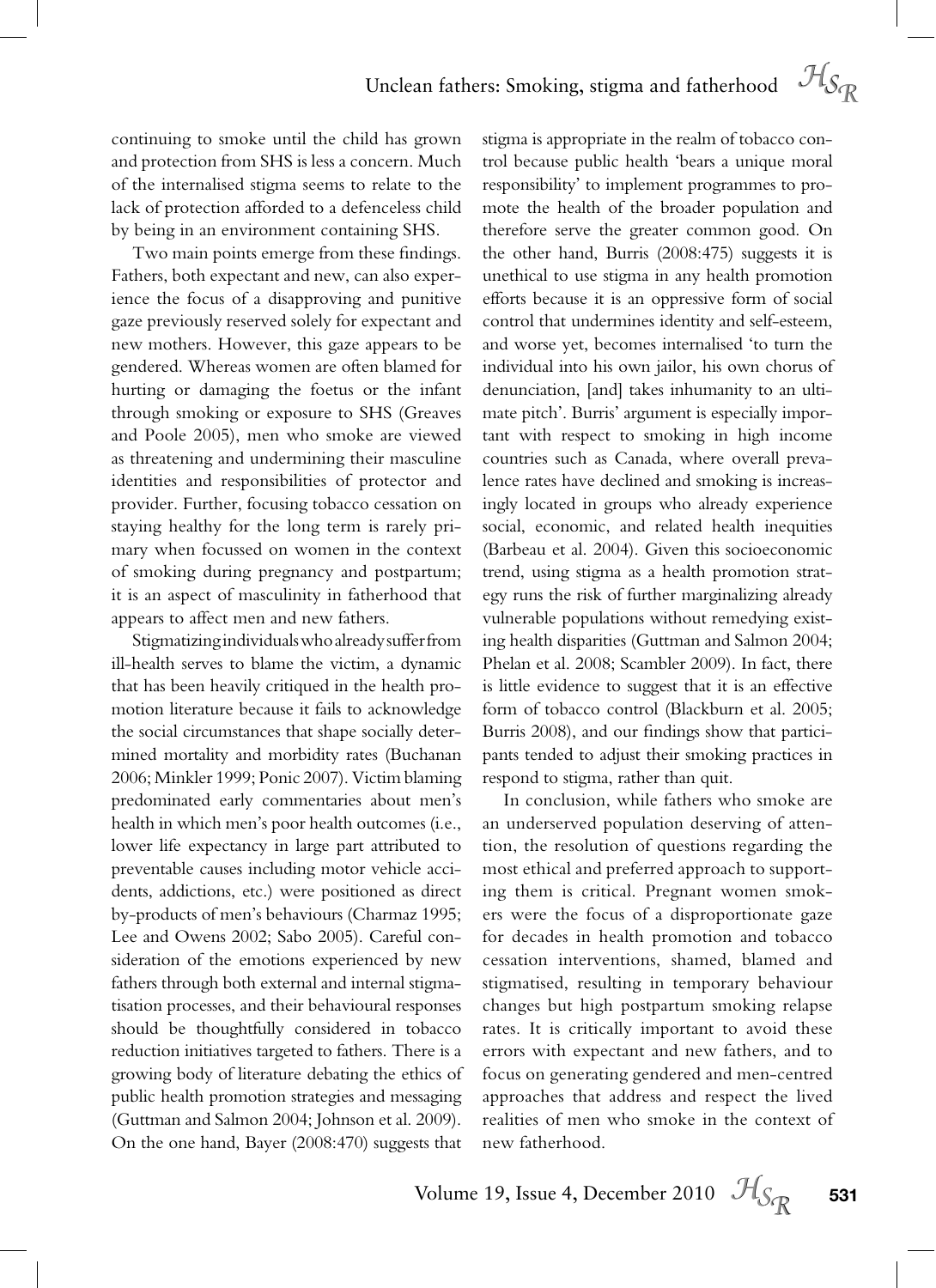continuing to smoke until the child has grown and protection from SHS is less a concern. Much of the internalised stigma seems to relate to the lack of protection afforded to a defenceless child by being in an environment containing SHS.

Two main points emerge from these findings. Fathers, both expectant and new, can also experience the focus of a disapproving and punitive gaze previously reserved solely for expectant and new mothers. However, this gaze appears to be gendered. Whereas women are often blamed for hurting or damaging the foetus or the infant through smoking or exposure to SHS (Greaves and Poole 2005), men who smoke are viewed as threatening and undermining their masculine identities and responsibilities of protector and provider. Further, focusing tobacco cessation on staying healthy for the long term is rarely primary when focussed on women in the context of smoking during pregnancy and postpartum; it is an aspect of masculinity in fatherhood that appears to affect men and new fathers.

Stigmatizing individuals who already suffer from ill-health serves to blame the victim, a dynamic that has been heavily critiqued in the health promotion literature because it fails to acknowledge the social circumstances that shape socially determined mortality and morbidity rates (Buchanan 2006; Minkler 1999; Ponic 2007). Victim blaming predominated early commentaries about men's health in which men's poor health outcomes (i.e., lower life expectancy in large part attributed to preventable causes including motor vehicle accidents, addictions, etc.) were positioned as direct by-products of men's behaviours (Charmaz 1995; Lee and Owens 2002; Sabo 2005). Careful consideration of the emotions experienced by new fathers through both external and internal stigmatisation processes, and their behavioural responses should be thoughtfully considered in tobacco reduction initiatives targeted to fathers. There is a growing body of literature debating the ethics of public health promotion strategies and messaging (Guttman and Salmon 2004; Johnson et al. 2009). On the one hand, Bayer (2008:470) suggests that stigma is appropriate in the realm of tobacco control because public health 'bears a unique moral responsibility' to implement programmes to promote the health of the broader population and therefore serve the greater common good. On the other hand, Burris (2008:475) suggests it is unethical to use stigma in any health promotion efforts because it is an oppressive form of social control that undermines identity and self-esteem, and worse yet, becomes internalised 'to turn the individual into his own jailor, his own chorus of denunciation, [and] takes inhumanity to an ultimate pitch'. Burris' argument is especially important with respect to smoking in high income countries such as Canada, where overall prevalence rates have declined and smoking is increasingly located in groups who already experience social, economic, and related health inequities (Barbeau et al. 2004). Given this socioeconomic trend, using stigma as a health promotion strategy runs the risk of further marginalizing already vulnerable populations without remedying existing health disparities (Guttman and Salmon 2004; Phelan et al. 2008; Scambler 2009). In fact, there is little evidence to suggest that it is an effective form of tobacco control (Blackburn et al. 2005; Burris 2008), and our findings show that participants tended to adjust their smoking practices in respond to stigma, rather than quit.

In conclusion, while fathers who smoke are an underserved population deserving of attention, the resolution of questions regarding the most ethical and preferred approach to supporting them is critical. Pregnant women smokers were the focus of a disproportionate gaze for decades in health promotion and tobacco cessation interventions, shamed, blamed and stigmatised, resulting in temporary behaviour changes but high postpartum smoking relapse rates. It is critically important to avoid these errors with expectant and new fathers, and to focus on generating gendered and men-centred approaches that address and respect the lived realities of men who smoke in the context of new fatherhood.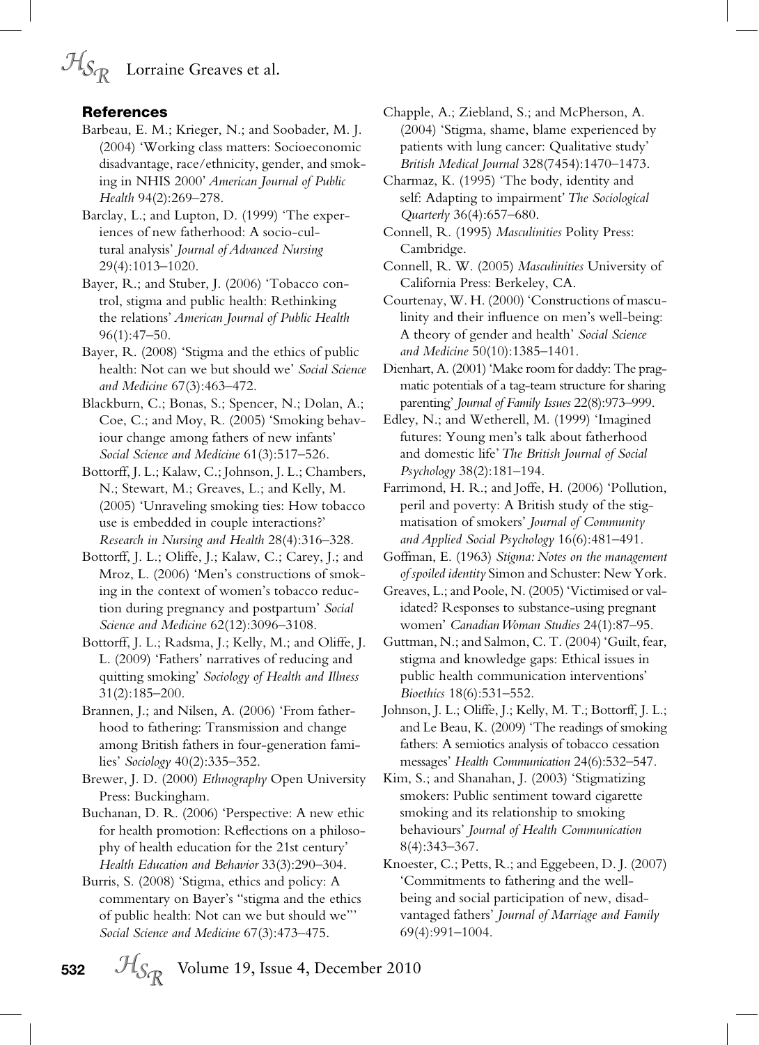## References

Barbeau, E. M.; Krieger, N.; and Soobader, M. J. (2004) 'Working class matters: Socioeconomic disadvantage, race/ethnicity, gender, and smoking in NHIS 2000' *American Journal of Public Health* 94(2):269–278.

Barclay, L.; and Lupton, D. (1999) 'The experiences of new fatherhood: A socio-cultural analysis' *Journal of Advanced Nursing* 29(4):1013–1020.

Bayer, R.; and Stuber, J. (2006) 'Tobacco control, stigma and public health: Rethinking the relations' *American Journal of Public Health* 96(1):47–50.

Bayer, R. (2008) 'Stigma and the ethics of public health: Not can we but should we' *Social Science and Medicine* 67(3):463–472.

Blackburn, C.; Bonas, S.; Spencer, N.; Dolan, A.; Coe, C.; and Moy, R. (2005) 'Smoking behaviour change among fathers of new infants' *Social Science and Medicine* 61(3):517–526.

Bottorff, J. L.; Kalaw, C.; Johnson, J. L.; Chambers, N.; Stewart, M.; Greaves, L.; and Kelly, M. (2005) 'Unraveling smoking ties: How tobacco use is embedded in couple interactions?' *Research in Nursing and Health* 28(4):316–328.

Bottorff, J. L.; Oliffe, J.; Kalaw, C.; Carey, J.; and Mroz, L. (2006) 'Men's constructions of smoking in the context of women's tobacco reduction during pregnancy and postpartum' *Social Science and Medicine* 62(12):3096–3108.

Bottorff, J. L.; Radsma, J.; Kelly, M.; and Oliffe, J. L. (2009) 'Fathers' narratives of reducing and quitting smoking' *Sociology of Health and Illness* 31(2):185–200.

Brannen, J.; and Nilsen, A. (2006) 'From fatherhood to fathering: Transmission and change among British fathers in four-generation families' *Sociology* 40(2):335–352.

Brewer, J. D. (2000) *Ethnography* Open University Press: Buckingham.

Buchanan, D. R. (2006) 'Perspective: A new ethic for health promotion: Reflections on a philosophy of health education for the 21st century' *Health Education and Behavior* 33(3):290–304.

Burris, S. (2008) 'Stigma, ethics and policy: A commentary on Bayer's "stigma and the ethics of public health: Not can we but should we"' *Social Science and Medicine* 67(3):473–475.

Chapple, A.; Ziebland, S.; and McPherson, A. (2004) 'Stigma, shame, blame experienced by patients with lung cancer: Qualitative study' *British Medical Journal* 328(7454):1470–1473.

Charmaz, K. (1995) 'The body, identity and self: Adapting to impairment' *The Sociological Quarterly* 36(4):657–680.

Connell, R. (1995) *Masculinities* Polity Press: Cambridge.

Connell, R. W. (2005) *Masculinities* University of California Press: Berkeley, CA.

Courtenay, W. H. (2000) 'Constructions of masculinity and their influence on men's well-being: A theory of gender and health' *Social Science and Medicine* 50(10):1385–1401.

Dienhart, A. (2001) 'Make room for daddy: The pragmatic potentials of a tag-team structure for sharing parenting' *Journal of Family Issues* 22(8):973–999.

Edley, N.; and Wetherell, M. (1999) 'Imagined futures: Young men's talk about fatherhood and domestic life' *The British Journal of Social Psychology* 38(2):181–194.

Farrimond, H. R.; and Joffe, H. (2006) 'Pollution, peril and poverty: A British study of the stigmatisation of smokers' *Journal of Community and Applied Social Psychology* 16(6):481–491.

Goffman, E. (1963) *Stigma: Notes on the management of spoiled identity* Simon and Schuster: New York.

Greaves, L.; and Poole, N. (2005) 'Victimised or validated? Responses to substance-using pregnant women' *Canadian Woman Studies* 24(1):87–95.

Guttman, N.; and Salmon, C. T. (2004) 'Guilt, fear, stigma and knowledge gaps: Ethical issues in public health communication interventions' *Bioethics* 18(6):531–552.

Johnson, J. L.; Oliffe, J.; Kelly, M. T.; Bottorff, J. L.; and Le Beau, K. (2009) 'The readings of smoking fathers: A semiotics analysis of tobacco cessation messages' *Health Communication* 24(6):532–547.

Kim, S.; and Shanahan, J. (2003) 'Stigmatizing smokers: Public sentiment toward cigarette smoking and its relationship to smoking behaviours' *Journal of Health Communication* 8(4):343–367.

Knoester, C.; Petts, R.; and Eggebeen, D. J. (2007) 'Commitments to fathering and the well-being and social participation of new, disadvantaged fathers' *Journal of Marriage and Family* 69(4):991–1004.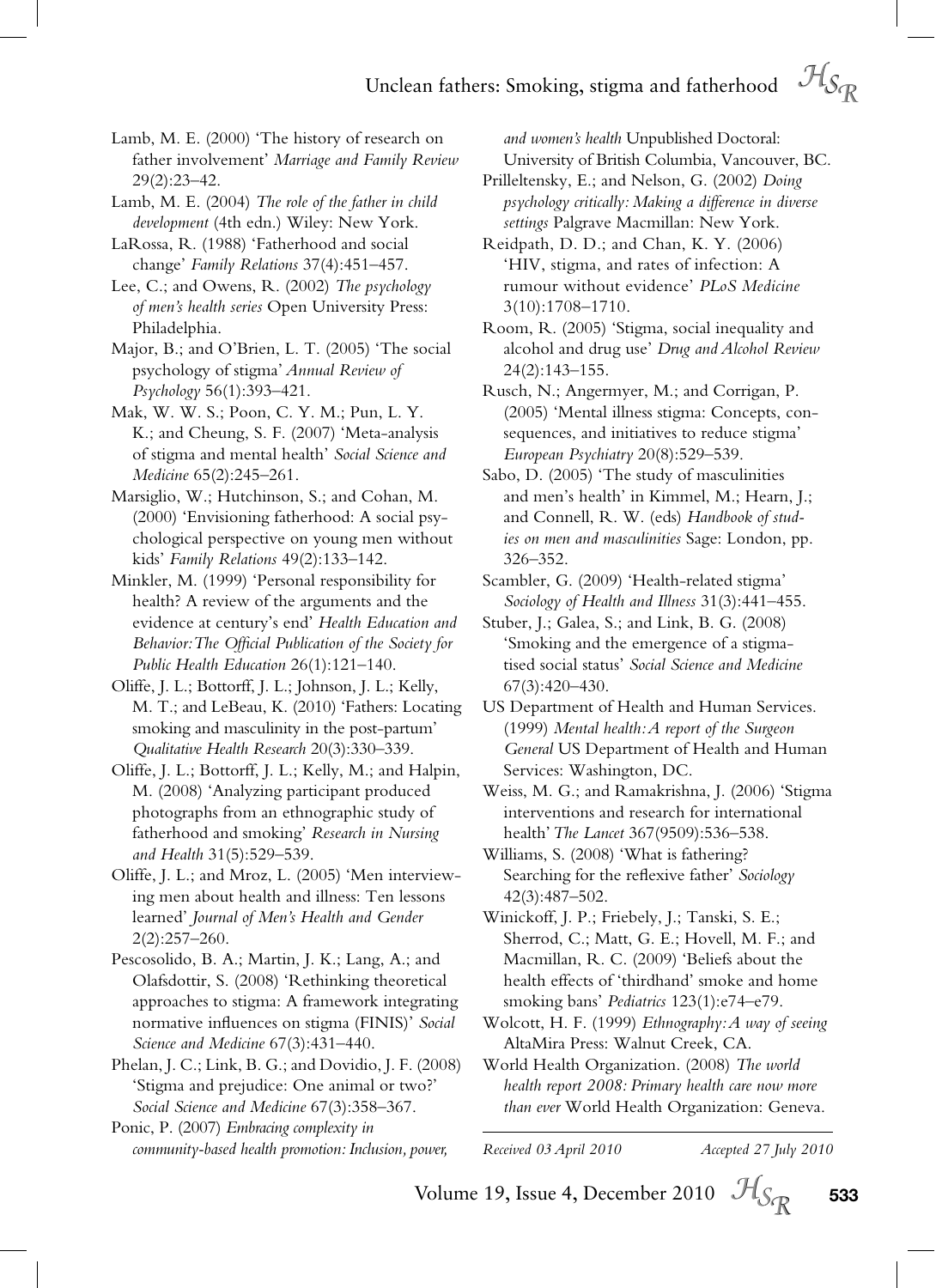Lamb, M. E. (2000) 'The history of research on father involvement' *Marriage and Family Review* 29(2):23–42.

Lamb, M. E. (2004) *The role of the father in child development* (4th edn.) Wiley: New York.

LaRossa, R. (1988) 'Fatherhood and social change' *Family Relations* 37(4):451–457.

Lee, C.; and Owens, R. (2002) *The psychology of men's health series* Open University Press: Philadelphia.

Major, B.; and O'Brien, L. T. (2005) 'The social psychology of stigma' *Annual Review of Psychology* 56(1):393–421.

Mak, W. W. S.; Poon, C. Y. M.; Pun, L. Y. K.; and Cheung, S. F. (2007) 'Meta-analysis of stigma and mental health' *Social Science and Medicine* 65(2):245–261.

Marsiglio, W.; Hutchinson, S.; and Cohan, M. (2000) 'Envisioning fatherhood: A social psychological perspective on young men without kids' *Family Relations* 49(2):133–142.

Minkler, M. (1999) 'Personal responsibility for health? A review of the arguments and the evidence at century's end' *Health Education and Behavior: The Official Publication of the Society for Public Health Education* 26(1):121–140.

Oliffe, J. L.; Bottorff, J. L.; Johnson, J. L.; Kelly, M. T.; and LeBeau, K. (2010) 'Fathers: Locating smoking and masculinity in the post-partum' *Qualitative Health Research* 20(3):330–339.

Oliffe, J. L.; Bottorff, J. L.; Kelly, M.; and Halpin, M. (2008) 'Analyzing participant produced photographs from an ethnographic study of fatherhood and smoking' *Research in Nursing and Health* 31(5):529–539.

Oliffe, J. L.; and Mroz, L. (2005) 'Men interviewing men about health and illness: Ten lessons learned' *Journal of Men's Health and Gender* 2(2):257–260.

Pescosolido, B. A.; Martin, J. K.; Lang, A.; and Olafsdottir, S. (2008) 'Rethinking theoretical approaches to stigma: A framework integrating normative influences on stigma (FINIS)' *Social Science and Medicine* 67(3):431–440.

Phelan, J. C.; Link, B. G.; and Dovidio, J. F. (2008) 'Stigma and prejudice: One animal or two?' *Social Science and Medicine* 67(3):358–367.

Ponic, P. (2007) *Embracing complexity in community-based health promotion: Inclusion, power, and women's health* Unpublished Doctoral: University of British Columbia, Vancouver, BC.

Prilleltensky, E.; and Nelson, G. (2002) *Doing psychology critically: Making a difference in diverse settings* Palgrave Macmillan: New York.

Reidpath, D. D.; and Chan, K. Y. (2006) 'HIV, stigma, and rates of infection: A rumour without evidence' *PLoS Medicine* 3(10):1708–1710.

Room, R. (2005) 'Stigma, social inequality and alcohol and drug use' *Drug and Alcohol Review* 24(2):143–155.

Rusch, N.; Angermeyer, M.; and Corrigan, P. (2005) 'Mental illness stigma: Concepts, consequences, and initiatives to reduce stigma' *European Psychiatry* 20(8):529–539.

Sabo, D. (2005) 'The study of masculinities and men's health' in Kimmel, M.; Hearn, J.; and Connell, R. W. (eds) *Handbook of studies on men and masculinities* Sage: London, pp. 326–352.

Scambler, G. (2009) 'Health-related stigma' *Sociology of Health and Illness* 31(3):441–455.

Stuber, J.; Galea, S.; and Link, B. G. (2008) 'Smoking and the emergence of a stigmatised social status' *Social Science and Medicine* 67(3):420–430.

US Department of Health and Human Services. (1999) *Mental health: A report of the Surgeon General* US Department of Health and Human Services: Washington, DC.

Weiss, M. G.; and Ramakrishna, J. (2006) 'Stigma interventions and research for international health' *The Lancet* 367(9509):536–538.

Williams, S. (2008) 'What is fathering? Searching for the reflexive father' *Sociology* 42(3):487–502.

Winickoff, J. P.; Friebely, J.; Tanski, S. E.; Sherrod, C.; Matt, G. E.; Hovell, M. F.; and Macmillan, R. C. (2009) 'Beliefs about the health effects of 'thirdhand' smoke and home smoking bans' *Pediatrics* 123(1):e74–e79.

Wolcott, H. F. (1999) *Ethnography: A way of seeing* AltaMira Press: Walnut Creek, CA.

World Health Organization. (2008) *The world health report 2008: Primary health care now more than ever* World Health Organization: Geneva.

*Received 03 April 2010* *Accepted 27 July 2010*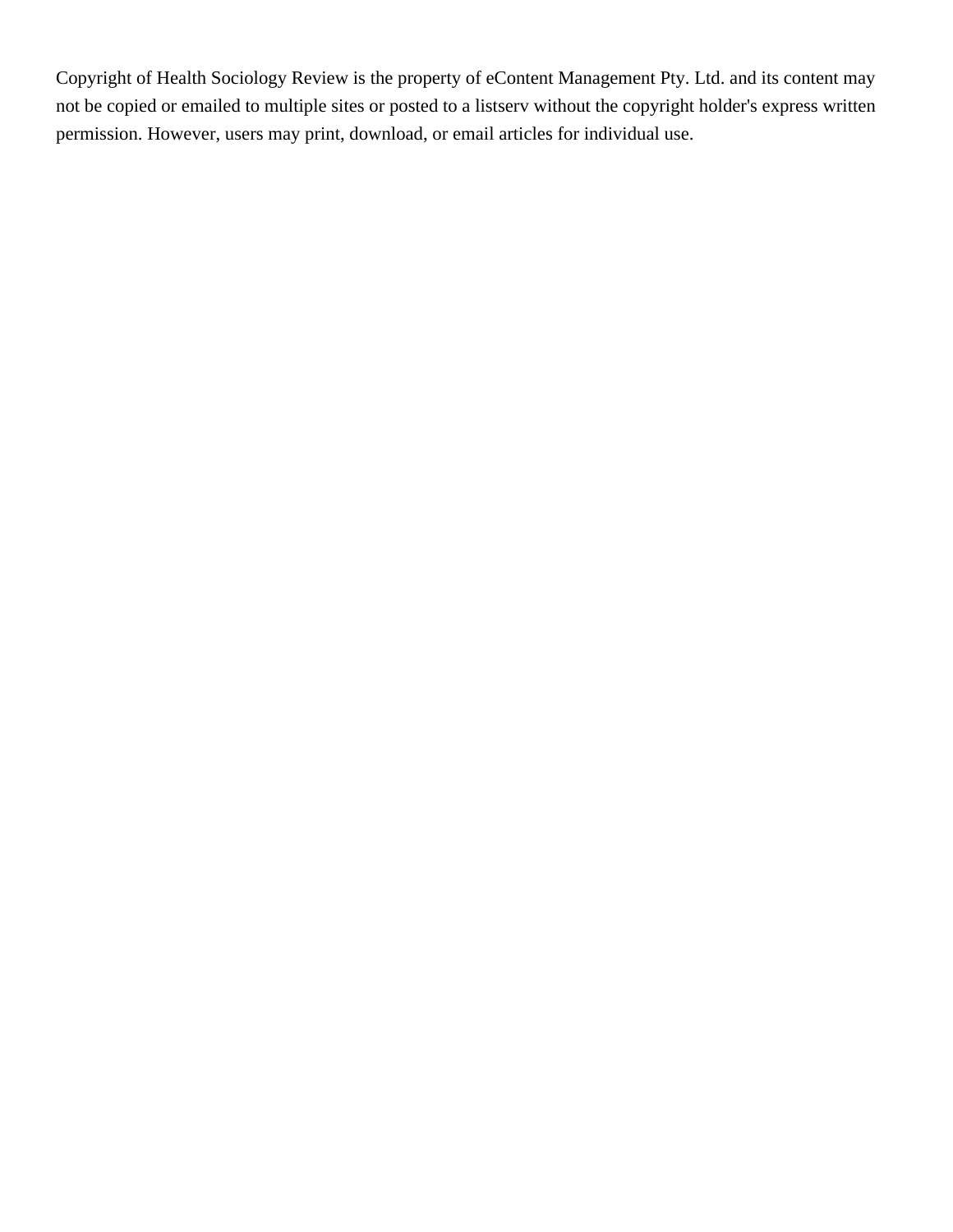Copyright of Health Sociology Review is the property of eContent Management Pty. Ltd. and its content may not be copied or emailed to multiple sites or posted to a listserv without the copyright holder's express written permission. However, users may print, download, or email articles for individual use.